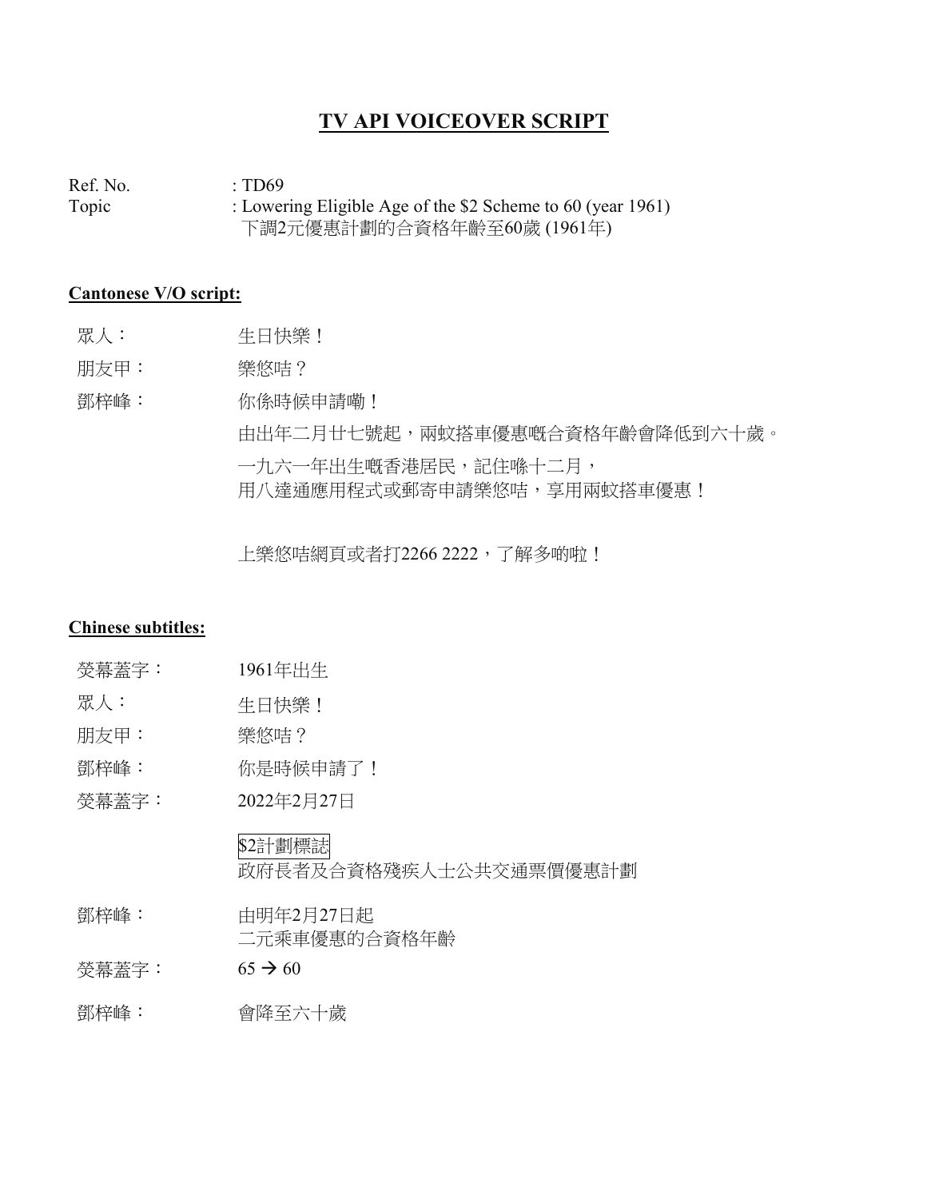# TV API VOICEOVER SCRIPT

Ref. No. : TD69

Topic : Lowering Eligible Age of the $2 Scheme to 60 (year 1961)
下調2元優惠計劃的合資格年齡至60歲 (1961年)

## Cantonese V/O script:

| | |
|---|---|
| 眾人： | 生日快樂！ |
| 朋友甲： | 樂悠咭？ |
| 鄧梓峰： | 你係時候申請嘞！ |
| | 由出年二月廿七號起，兩蚊搭車優惠嘅合資格年齡會降低到六十歲。 |
| | 一九六一年出生嘅香港居民，記住喺十二月，<br>用八達通應用程式或郵寄申請樂悠咭，享用兩蚊搭車優惠！ |
| | 上樂悠咭網頁或者打2266 2222，了解多啲啦！ |

## Chinese subtitles:

| | |
|---|---|
| 熒幕蓋字： | 1961年出生 |
| 眾人： | 生日快樂！ |
| 朋友甲： | 樂悠咭？ |
| 鄧梓峰： | 你是時候申請了！ |
| 熒幕蓋字： | 2022年2月27日 |
| | $2計劃標誌<br>政府長者及合資格殘疾人士公共交通票價優惠計劃 |
| 鄧梓峰： | 由明年2月27日起<br>二元乘車優惠的合資格年齡 |
| 熒幕蓋字： | 65 → 60 |
| 鄧梓峰： | 會降至六十歲 |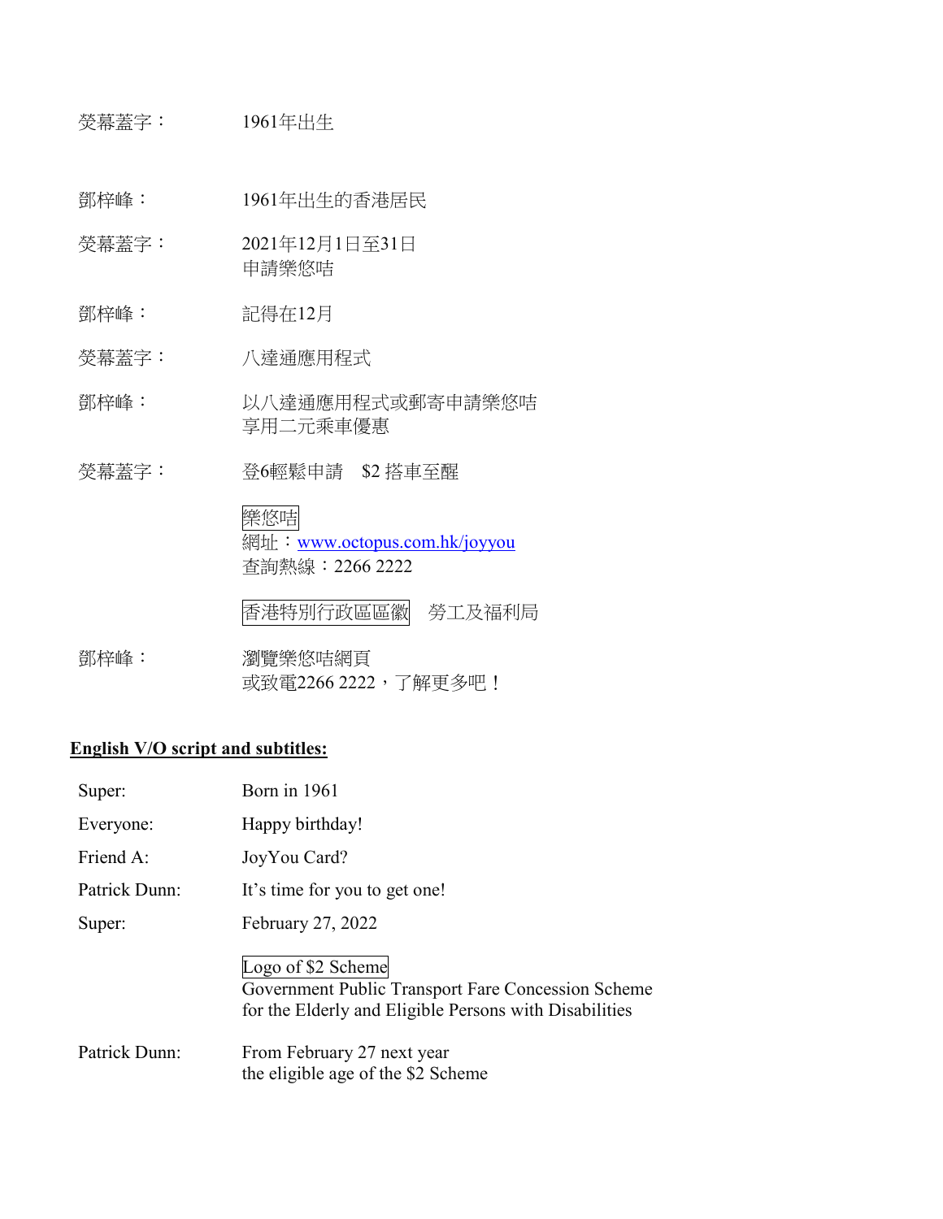熒幕蓋字： 1961年出生

鄧梓峰： 1961年出生的香港居民

熒幕蓋字： 2021年12月1日至31日
申請樂悠咭

鄧梓峰： 記得在12月

熒幕蓋字： 八達通應用程式

鄧梓峰： 以八達通應用程式或郵寄申請樂悠咭
享用二元乘車優惠

熒幕蓋字： 登6輕鬆申請 $2 搭車至醒

樂悠咭
網址：www.octopus.com.hk/joyyou
查詢熱線：2266 2222

香港特別行政區區徽 勞工及福利局

鄧梓峰： 瀏覽樂悠咭網頁
或致電2266 2222，了解更多吧！

**English V/O script and subtitles:**

Super: Born in 1961

Everyone: Happy birthday!

Friend A: JoyYou Card?

Patrick Dunn: It's time for you to get one!

Super: February 27, 2022

Logo of $2 Scheme
Government Public Transport Fare Concession Scheme
for the Elderly and Eligible Persons with Disabilities

Patrick Dunn: From February 27 next year
the eligible age of the $2 Scheme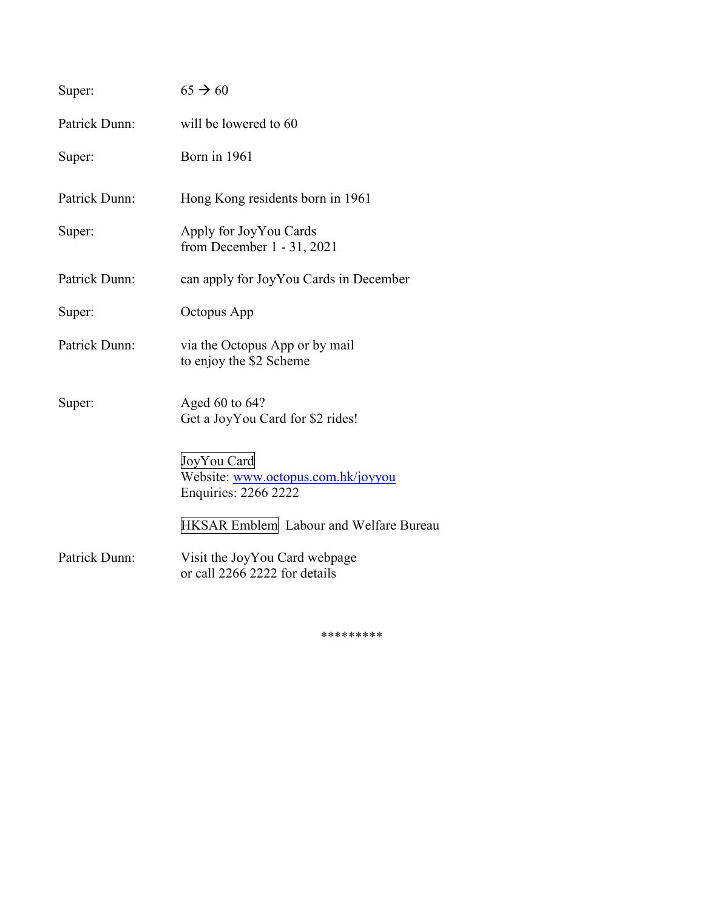| | |
|---|---|
| Super: | 65 → 60 |
| Patrick Dunn: | will be lowered to 60 |
| Super: | Born in 1961 |
| Patrick Dunn: | Hong Kong residents born in 1961 |
| Super: | Apply for JoyYou Cards<br>from December 1 - 31, 2021 |
| Patrick Dunn: | can apply for JoyYou Cards in December |
| Super: | Octopus App |
| Patrick Dunn: | via the Octopus App or by mail<br>to enjoy the $2 Scheme |
| Super: | Aged 60 to 64?<br>Get a JoyYou Card for $2 rides!<br><br>[JoyYou Card]<br>Website: www.octopus.com.hk/joyyou<br>Enquiries: 2266 2222<br><br>[HKSAR Emblem] Labour and Welfare Bureau |
| Patrick Dunn: | Visit the JoyYou Card webpage<br>or call 2266 2222 for details |

*********